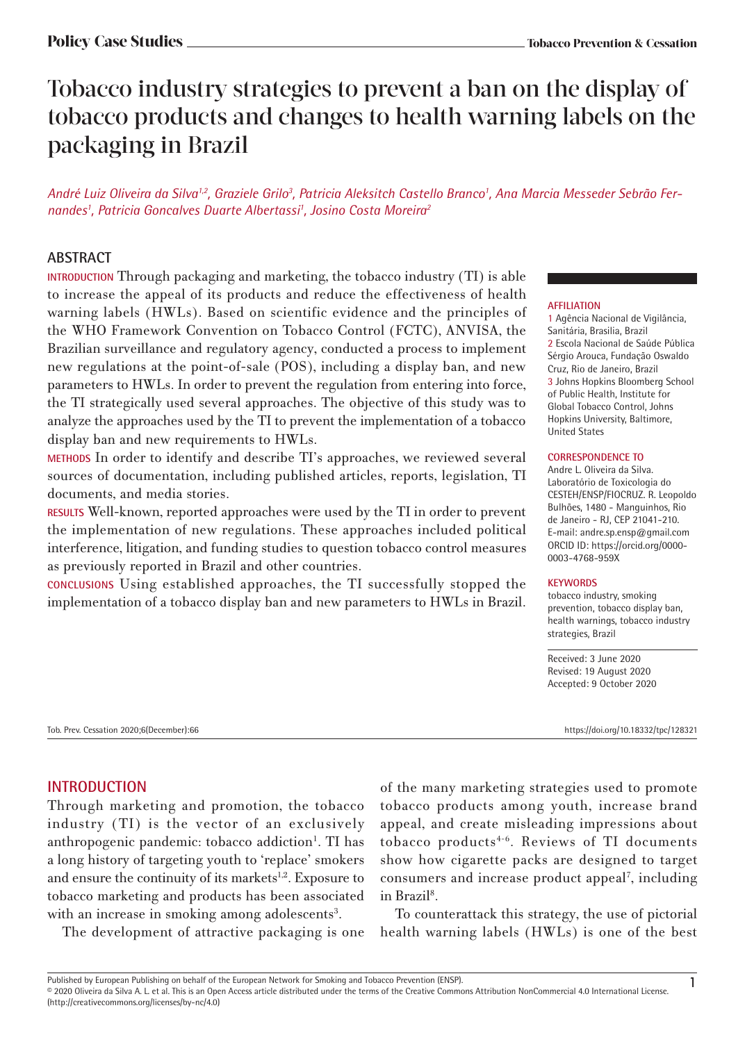# Tobacco industry strategies to prevent a ban on the display of tobacco products and changes to health warning labels on the packaging in Brazil

*André Luiz Oliveira da Silva[1,2], Graziele Grilo[3], Patricia Aleksitch Castello Branco[1], Ana Marcia Messeder Sebrão Fernandes[1], Patricia Goncalves Duarte Albertassi[1], Josino Costa Moreira[2]*

## ABSTRACT

**INTRODUCTION** Through packaging and marketing, the tobacco industry (TI) is able to increase the appeal of its products and reduce the effectiveness of health warning labels (HWLs). Based on scientific evidence and the principles of the WHO Framework Convention on Tobacco Control (FCTC), ANVISA, the Brazilian surveillance and regulatory agency, conducted a process to implement new regulations at the point-of-sale (POS), including a display ban, and new parameters to HWLs. In order to prevent the regulation from entering into force, the TI strategically used several approaches. The objective of this study was to analyze the approaches used by the TI to prevent the implementation of a tobacco display ban and new requirements to HWLs.

**METHODS** In order to identify and describe TI's approaches, we reviewed several sources of documentation, including published articles, reports, legislation, TI documents, and media stories.

**RESULTS** Well-known, reported approaches were used by the TI in order to prevent the implementation of new regulations. These approaches included political interference, litigation, and funding studies to question tobacco control measures as previously reported in Brazil and other countries.

**CONCLUSIONS** Using established approaches, the TI successfully stopped the implementation of a tobacco display ban and new parameters to HWLs in Brazil.

**AFFILIATION**
1 Agência Nacional de Vigilância, Sanitária, Brasilia, Brazil
2 Escola Nacional de Saúde Pública Sérgio Arouca, Fundação Oswaldo Cruz, Rio de Janeiro, Brazil
3 Johns Hopkins Bloomberg School of Public Health, Institute for Global Tobacco Control, Johns Hopkins University, Baltimore, United States

**CORRESPONDENCE TO**
Andre L. Oliveira da Silva. Laboratório de Toxicologia do CESTEH/ENSP/FIOCRUZ. R. Leopoldo Bulhões, 1480 - Manguinhos, Rio de Janeiro - RJ, CEP 21041-210. E-mail: andre.sp.ensp@gmail.com ORCID ID: https://orcid.org/0000-0003-4768-959X

**KEYWORDS**
tobacco industry, smoking prevention, tobacco display ban, health warnings, tobacco industry strategies, Brazil

Received: 3 June 2020
Revised: 19 August 2020
Accepted: 9 October 2020

## INTRODUCTION

Through marketing and promotion, the tobacco industry (TI) is the vector of an exclusively anthropogenic pandemic: tobacco addiction[1]. TI has a long history of targeting youth to 'replace' smokers and ensure the continuity of its markets[1,2]. Exposure to tobacco marketing and products has been associated with an increase in smoking among adolescents[3].

The development of attractive packaging is one of the many marketing strategies used to promote tobacco products among youth, increase brand appeal, and create misleading impressions about tobacco products[4-6]. Reviews of TI documents show how cigarette packs are designed to target consumers and increase product appeal[7], including in Brazil[8].

To counterattack this strategy, the use of pictorial health warning labels (HWLs) is one of the best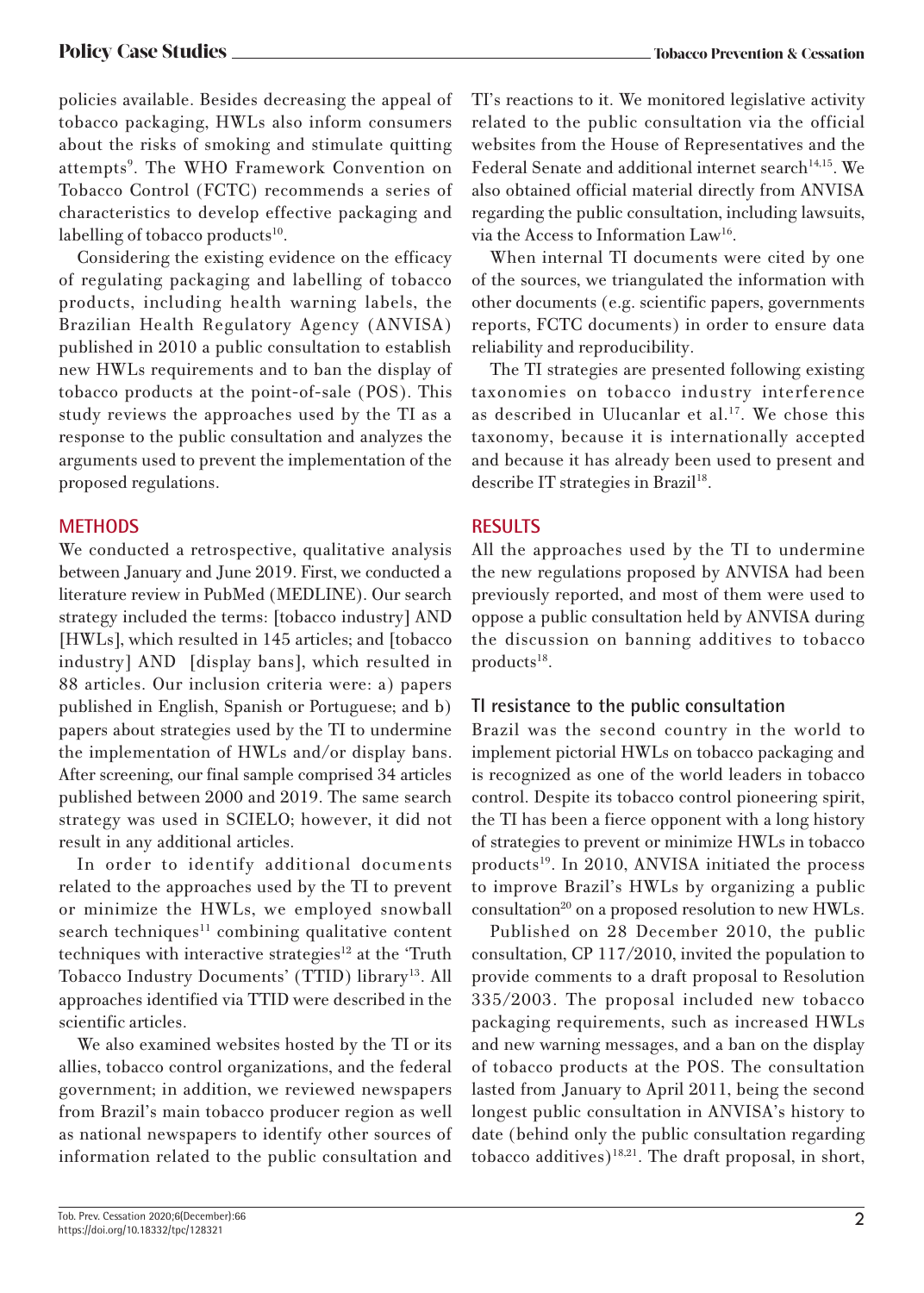policies available. Besides decreasing the appeal of tobacco packaging, HWLs also inform consumers about the risks of smoking and stimulate quitting attempts[9]. The WHO Framework Convention on Tobacco Control (FCTC) recommends a series of characteristics to develop effective packaging and labelling of tobacco products[10].

Considering the existing evidence on the efficacy of regulating packaging and labelling of tobacco products, including health warning labels, the Brazilian Health Regulatory Agency (ANVISA) published in 2010 a public consultation to establish new HWLs requirements and to ban the display of tobacco products at the point-of-sale (POS). This study reviews the approaches used by the TI as a response to the public consultation and analyzes the arguments used to prevent the implementation of the proposed regulations.

## METHODS

We conducted a retrospective, qualitative analysis between January and June 2019. First, we conducted a literature review in PubMed (MEDLINE). Our search strategy included the terms: [tobacco industry] AND [HWLs], which resulted in 145 articles; and [tobacco industry] AND [display bans], which resulted in 88 articles. Our inclusion criteria were: a) papers published in English, Spanish or Portuguese; and b) papers about strategies used by the TI to undermine the implementation of HWLs and/or display bans. After screening, our final sample comprised 34 articles published between 2000 and 2019. The same search strategy was used in SCIELO; however, it did not result in any additional articles.

In order to identify additional documents related to the approaches used by the TI to prevent or minimize the HWLs, we employed snowball search techniques[11] combining qualitative content techniques with interactive strategies[12] at the 'Truth Tobacco Industry Documents' (TTID) library[13]. All approaches identified via TTID were described in the scientific articles.

We also examined websites hosted by the TI or its allies, tobacco control organizations, and the federal government; in addition, we reviewed newspapers from Brazil's main tobacco producer region as well as national newspapers to identify other sources of information related to the public consultation and TI's reactions to it. We monitored legislative activity related to the public consultation via the official websites from the House of Representatives and the Federal Senate and additional internet search[14,15]. We also obtained official material directly from ANVISA regarding the public consultation, including lawsuits, via the Access to Information Law[16].

When internal TI documents were cited by one of the sources, we triangulated the information with other documents (e.g. scientific papers, governments reports, FCTC documents) in order to ensure data reliability and reproducibility.

The TI strategies are presented following existing taxonomies on tobacco industry interference as described in Ulucanlar et al.[17]. We chose this taxonomy, because it is internationally accepted and because it has already been used to present and describe IT strategies in Brazil[18].

## RESULTS

All the approaches used by the TI to undermine the new regulations proposed by ANVISA had been previously reported, and most of them were used to oppose a public consultation held by ANVISA during the discussion on banning additives to tobacco products[18].

### TI resistance to the public consultation

Brazil was the second country in the world to implement pictorial HWLs on tobacco packaging and is recognized as one of the world leaders in tobacco control. Despite its tobacco control pioneering spirit, the TI has been a fierce opponent with a long history of strategies to prevent or minimize HWLs in tobacco products[19]. In 2010, ANVISA initiated the process to improve Brazil's HWLs by organizing a public consultation[20] on a proposed resolution to new HWLs.

Published on 28 December 2010, the public consultation, CP 117/2010, invited the population to provide comments to a draft proposal to Resolution 335/2003. The proposal included new tobacco packaging requirements, such as increased HWLs and new warning messages, and a ban on the display of tobacco products at the POS. The consultation lasted from January to April 2011, being the second longest public consultation in ANVISA's history to date (behind only the public consultation regarding tobacco additives)[18,21]. The draft proposal, in short,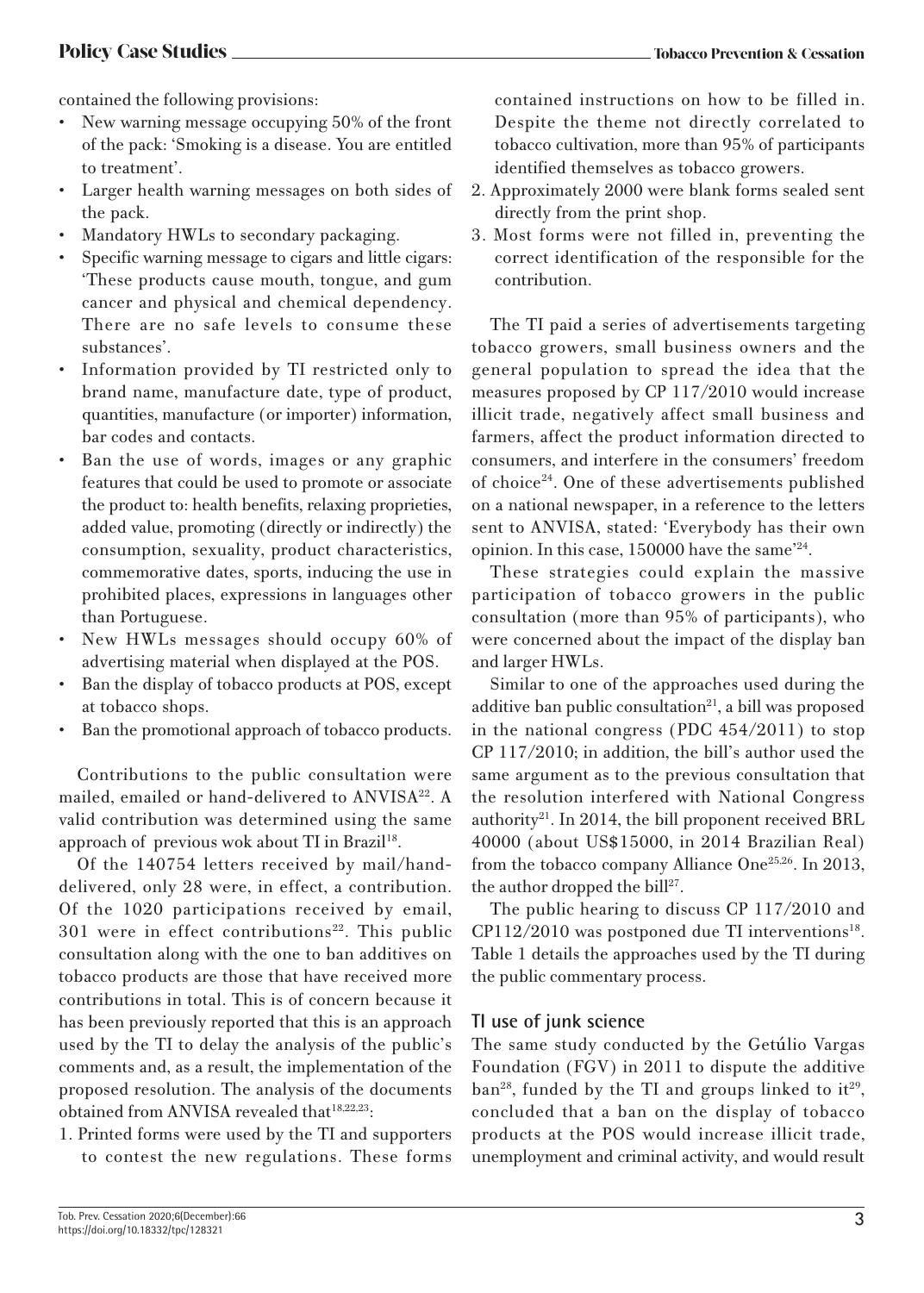contained the following provisions:

- New warning message occupying 50% of the front of the pack: 'Smoking is a disease. You are entitled to treatment'.
- Larger health warning messages on both sides of the pack.
- Mandatory HWLs to secondary packaging.
- Specific warning message to cigars and little cigars: 'These products cause mouth, tongue, and gum cancer and physical and chemical dependency. There are no safe levels to consume these substances'.
- Information provided by TI restricted only to brand name, manufacture date, type of product, quantities, manufacture (or importer) information, bar codes and contacts.
- Ban the use of words, images or any graphic features that could be used to promote or associate the product to: health benefits, relaxing proprieties, added value, promoting (directly or indirectly) the consumption, sexuality, product characteristics, commemorative dates, sports, inducing the use in prohibited places, expressions in languages other than Portuguese.
- New HWLs messages should occupy 60% of advertising material when displayed at the POS.
- Ban the display of tobacco products at POS, except at tobacco shops.
- Ban the promotional approach of tobacco products.

Contributions to the public consultation were mailed, emailed or hand-delivered to ANVISA[22]. A valid contribution was determined using the same approach of previous wok about TI in Brazil[18].

Of the 140754 letters received by mail/hand-delivered, only 28 were, in effect, a contribution. Of the 1020 participations received by email, 301 were in effect contributions[22]. This public consultation along with the one to ban additives on tobacco products are those that have received more contributions in total. This is of concern because it has been previously reported that this is an approach used by the TI to delay the analysis of the public's comments and, as a result, the implementation of the proposed resolution. The analysis of the documents obtained from ANVISA revealed that[18,22,23]:

1. Printed forms were used by the TI and supporters to contest the new regulations. These forms contained instructions on how to be filled in. Despite the theme not directly correlated to tobacco cultivation, more than 95% of participants identified themselves as tobacco growers.
2. Approximately 2000 were blank forms sealed sent directly from the print shop.
3. Most forms were not filled in, preventing the correct identification of the responsible for the contribution.

The TI paid a series of advertisements targeting tobacco growers, small business owners and the general population to spread the idea that the measures proposed by CP 117/2010 would increase illicit trade, negatively affect small business and farmers, affect the product information directed to consumers, and interfere in the consumers' freedom of choice[24]. One of these advertisements published on a national newspaper, in a reference to the letters sent to ANVISA, stated: 'Everybody has their own opinion. In this case, 150000 have the same'[24].

These strategies could explain the massive participation of tobacco growers in the public consultation (more than 95% of participants), who were concerned about the impact of the display ban and larger HWLs.

Similar to one of the approaches used during the additive ban public consultation[21], a bill was proposed in the national congress (PDC 454/2011) to stop CP 117/2010; in addition, the bill's author used the same argument as to the previous consultation that the resolution interfered with National Congress authority[21]. In 2014, the bill proponent received BRL 40000 (about US$15000, in 2014 Brazilian Real) from the tobacco company Alliance One[25,26]. In 2013, the author dropped the bill[27].

The public hearing to discuss CP 117/2010 and CP112/2010 was postponed due TI interventions[18]. Table 1 details the approaches used by the TI during the public commentary process.

## TI use of junk science

The same study conducted by the Getúlio Vargas Foundation (FGV) in 2011 to dispute the additive ban[28], funded by the TI and groups linked to it[29], concluded that a ban on the display of tobacco products at the POS would increase illicit trade, unemployment and criminal activity, and would result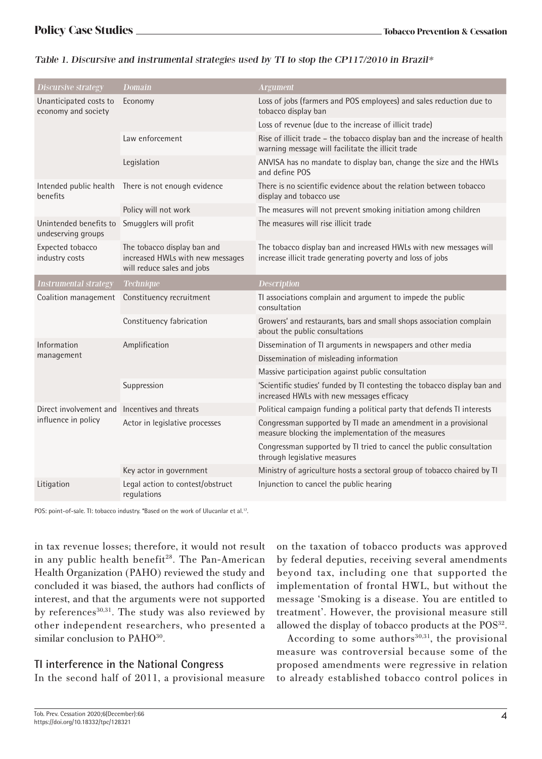*Table 1. Discursive and instrumental strategies used by TI to stop the CP117/2010 in Brazil**

| Discursive strategy | Domain | Argument |
|---|---|---|
| Unanticipated costs to economy and society | Economy | Loss of jobs (farmers and POS employees) and sales reduction due to tobacco display ban |
| | | Loss of revenue (due to the increase of illicit trade) |
| | Law enforcement | Rise of illicit trade – the tobacco display ban and the increase of health warning message will facilitate the illicit trade |
| | Legislation | ANVISA has no mandate to display ban, change the size and the HWLs and define POS |
| Intended public health benefits | There is not enough evidence | There is no scientific evidence about the relation between tobacco display and tobacco use |
| | Policy will not work | The measures will not prevent smoking initiation among children |
| Unintended benefits to undeserving groups | Smugglers will profit | The measures will rise illicit trade |
| Expected tobacco industry costs | The tobacco display ban and increased HWLs with new messages will reduce sales and jobs | The tobacco display ban and increased HWLs with new messages will increase illicit trade generating poverty and loss of jobs |
| ***Instrumental strategy*** | ***Technique*** | ***Description*** |
| Coalition management | Constituency recruitment | TI associations complain and argument to impede the public consultation |
| | Constituency fabrication | Growers' and restaurants, bars and small shops association complain about the public consultations |
| Information management | Amplification | Dissemination of TI arguments in newspapers and other media |
| | | Dissemination of misleading information |
| | | Massive participation against public consultation |
| | Suppression | 'Scientific studies' funded by TI contesting the tobacco display ban and increased HWLs with new messages efficacy |
| Direct involvement and influence in policy | Incentives and threats | Political campaign funding a political party that defends TI interests |
| | Actor in legislative processes | Congressman supported by TI made an amendment in a provisional measure blocking the implementation of the measures |
| | | Congressman supported by TI tried to cancel the public consultation through legislative measures |
| | Key actor in government | Ministry of agriculture hosts a sectoral group of tobacco chaired by TI |
| Litigation | Legal action to contest/obstruct regulations | Injunction to cancel the public hearing |

POS: point-of-sale. TI: tobacco industry. *Based on the work of Ulucanlar et al.[17].

in tax revenue losses; therefore, it would not result in any public health benefit[28]. The Pan-American Health Organization (PAHO) reviewed the study and concluded it was biased, the authors had conflicts of interest, and that the arguments were not supported by references[30,31]. The study was also reviewed by other independent researchers, who presented a similar conclusion to PAHO[30].

## TI interference in the National Congress

In the second half of 2011, a provisional measure on the taxation of tobacco products was approved by federal deputies, receiving several amendments beyond tax, including one that supported the implementation of frontal HWL, but without the message 'Smoking is a disease. You are entitled to treatment'. However, the provisional measure still allowed the display of tobacco products at the POS[32].

According to some authors[30,31], the provisional measure was controversial because some of the proposed amendments were regressive in relation to already established tobacco control polices in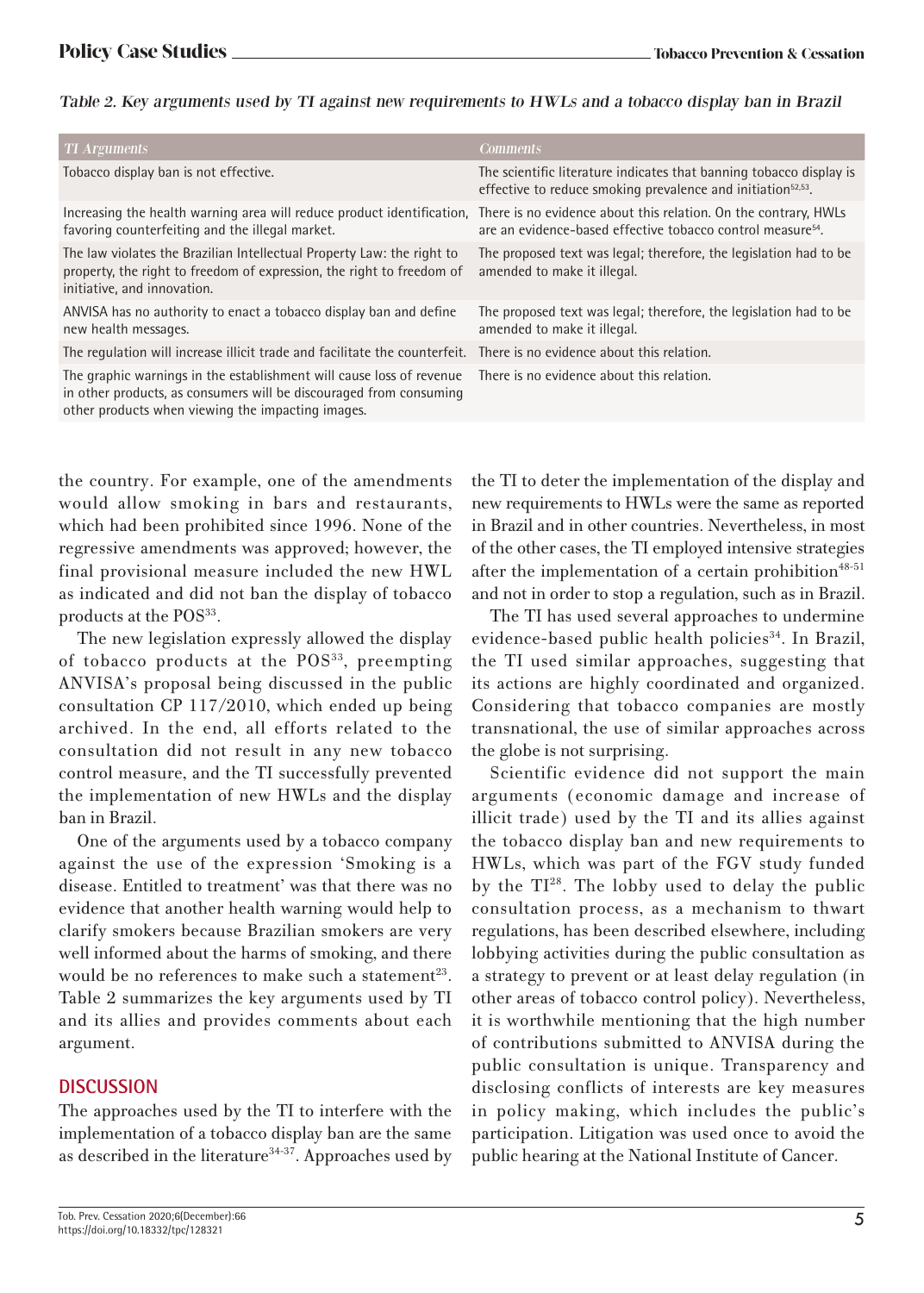*Table 2. Key arguments used by TI against new requirements to HWLs and a tobacco display ban in Brazil*

| TI Arguments | Comments |
|---|---|
| Tobacco display ban is not effective. | The scientific literature indicates that banning tobacco display is effective to reduce smoking prevalence and initiation[52,53]. |
| Increasing the health warning area will reduce product identification, favoring counterfeiting and the illegal market. | There is no evidence about this relation. On the contrary, HWLs are an evidence-based effective tobacco control measure[54]. |
| The law violates the Brazilian Intellectual Property Law: the right to property, the right to freedom of expression, the right to freedom of initiative, and innovation. | The proposed text was legal; therefore, the legislation had to be amended to make it illegal. |
| ANVISA has no authority to enact a tobacco display ban and define new health messages. | The proposed text was legal; therefore, the legislation had to be amended to make it illegal. |
| The regulation will increase illicit trade and facilitate the counterfeit. | There is no evidence about this relation. |
| The graphic warnings in the establishment will cause loss of revenue in other products, as consumers will be discouraged from consuming other products when viewing the impacting images. | There is no evidence about this relation. |

the country. For example, one of the amendments would allow smoking in bars and restaurants, which had been prohibited since 1996. None of the regressive amendments was approved; however, the final provisional measure included the new HWL as indicated and did not ban the display of tobacco products at the POS[33].

The new legislation expressly allowed the display of tobacco products at the POS[33], preempting ANVISA's proposal being discussed in the public consultation CP 117/2010, which ended up being archived. In the end, all efforts related to the consultation did not result in any new tobacco control measure, and the TI successfully prevented the implementation of new HWLs and the display ban in Brazil.

One of the arguments used by a tobacco company against the use of the expression 'Smoking is a disease. Entitled to treatment' was that there was no evidence that another health warning would help to clarify smokers because Brazilian smokers are very well informed about the harms of smoking, and there would be no references to make such a statement[23]. Table 2 summarizes the key arguments used by TI and its allies and provides comments about each argument.

## DISCUSSION

The approaches used by the TI to interfere with the implementation of a tobacco display ban are the same as described in the literature[34-37]. Approaches used by the TI to deter the implementation of the display and new requirements to HWLs were the same as reported in Brazil and in other countries. Nevertheless, in most of the other cases, the TI employed intensive strategies after the implementation of a certain prohibition[48-51] and not in order to stop a regulation, such as in Brazil.

The TI has used several approaches to undermine evidence-based public health policies[34]. In Brazil, the TI used similar approaches, suggesting that its actions are highly coordinated and organized. Considering that tobacco companies are mostly transnational, the use of similar approaches across the globe is not surprising.

Scientific evidence did not support the main arguments (economic damage and increase of illicit trade) used by the TI and its allies against the tobacco display ban and new requirements to HWLs, which was part of the FGV study funded by the TI[28]. The lobby used to delay the public consultation process, as a mechanism to thwart regulations, has been described elsewhere, including lobbying activities during the public consultation as a strategy to prevent or at least delay regulation (in other areas of tobacco control policy). Nevertheless, it is worthwhile mentioning that the high number of contributions submitted to ANVISA during the public consultation is unique. Transparency and disclosing conflicts of interests are key measures in policy making, which includes the public's participation. Litigation was used once to avoid the public hearing at the National Institute of Cancer.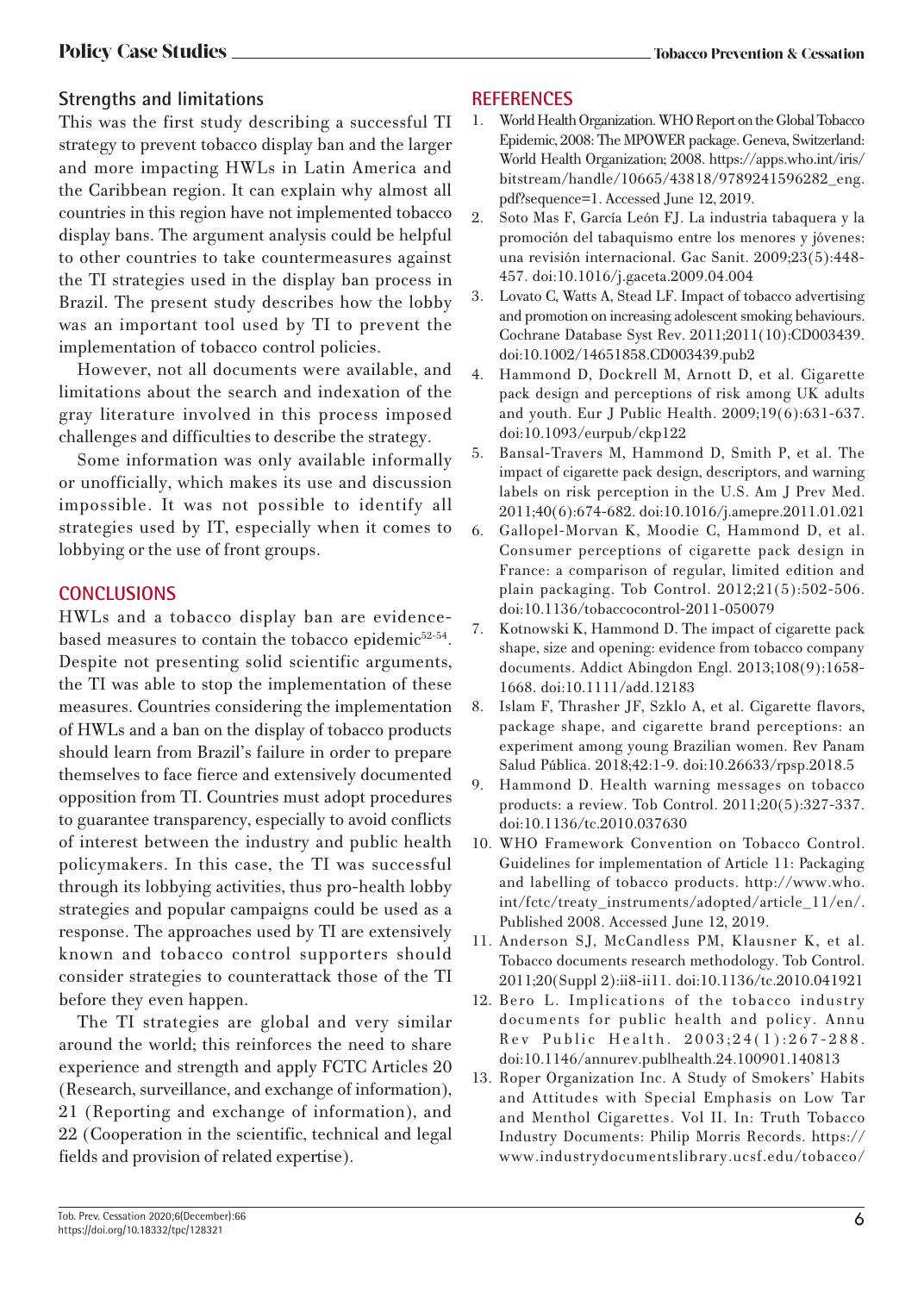## Strengths and limitations

This was the first study describing a successful TI strategy to prevent tobacco display ban and the larger and more impacting HWLs in Latin America and the Caribbean region. It can explain why almost all countries in this region have not implemented tobacco display bans. The argument analysis could be helpful to other countries to take countermeasures against the TI strategies used in the display ban process in Brazil. The present study describes how the lobby was an important tool used by TI to prevent the implementation of tobacco control policies.

However, not all documents were available, and limitations about the search and indexation of the gray literature involved in this process imposed challenges and difficulties to describe the strategy.

Some information was only available informally or unofficially, which makes its use and discussion impossible. It was not possible to identify all strategies used by IT, especially when it comes to lobbying or the use of front groups.

## CONCLUSIONS

HWLs and a tobacco display ban are evidence-based measures to contain the tobacco epidemic[52-54]. Despite not presenting solid scientific arguments, the TI was able to stop the implementation of these measures. Countries considering the implementation of HWLs and a ban on the display of tobacco products should learn from Brazil's failure in order to prepare themselves to face fierce and extensively documented opposition from TI. Countries must adopt procedures to guarantee transparency, especially to avoid conflicts of interest between the industry and public health policymakers. In this case, the TI was successful through its lobbying activities, thus pro-health lobby strategies and popular campaigns could be used as a response. The approaches used by TI are extensively known and tobacco control supporters should consider strategies to counterattack those of the TI before they even happen.

The TI strategies are global and very similar around the world; this reinforces the need to share experience and strength and apply FCTC Articles 20 (Research, surveillance, and exchange of information), 21 (Reporting and exchange of information), and 22 (Cooperation in the scientific, technical and legal fields and provision of related expertise).

## REFERENCES

1. World Health Organization. WHO Report on the Global Tobacco Epidemic, 2008: The MPOWER package. Geneva, Switzerland: World Health Organization; 2008. https://apps.who.int/iris/bitstream/handle/10665/43818/9789241596282_eng.pdf?sequence=1. Accessed June 12, 2019.
2. Soto Mas F, García León FJ. La industria tabaquera y la promoción del tabaquismo entre los menores y jóvenes: una revisión internacional. Gac Sanit. 2009;23(5):448-457. doi:10.1016/j.gaceta.2009.04.004
3. Lovato C, Watts A, Stead LF. Impact of tobacco advertising and promotion on increasing adolescent smoking behaviours. Cochrane Database Syst Rev. 2011;2011(10):CD003439. doi:10.1002/14651858.CD003439.pub2
4. Hammond D, Dockrell M, Arnott D, et al. Cigarette pack design and perceptions of risk among UK adults and youth. Eur J Public Health. 2009;19(6):631-637. doi:10.1093/eurpub/ckp122
5. Bansal-Travers M, Hammond D, Smith P, et al. The impact of cigarette pack design, descriptors, and warning labels on risk perception in the U.S. Am J Prev Med. 2011;40(6):674-682. doi:10.1016/j.amepre.2011.01.021
6. Gallopel-Morvan K, Moodie C, Hammond D, et al. Consumer perceptions of cigarette pack design in France: a comparison of regular, limited edition and plain packaging. Tob Control. 2012;21(5):502-506. doi:10.1136/tobaccocontrol-2011-050079
7. Kotnowski K, Hammond D. The impact of cigarette pack shape, size and opening: evidence from tobacco company documents. Addict Abingdon Engl. 2013;108(9):1658-1668. doi:10.1111/add.12183
8. Islam F, Thrasher JF, Szklo A, et al. Cigarette flavors, package shape, and cigarette brand perceptions: an experiment among young Brazilian women. Rev Panam Salud Pública. 2018;42:1-9. doi:10.26633/rpsp.2018.5
9. Hammond D. Health warning messages on tobacco products: a review. Tob Control. 2011;20(5):327-337. doi:10.1136/tc.2010.037630
10. WHO Framework Convention on Tobacco Control. Guidelines for implementation of Article 11: Packaging and labelling of tobacco products. http://www.who.int/fctc/treaty_instruments/adopted/article_11/en/. Published 2008. Accessed June 12, 2019.
11. Anderson SJ, McCandless PM, Klausner K, et al. Tobacco documents research methodology. Tob Control. 2011;20(Suppl 2):ii8-ii11. doi:10.1136/tc.2010.041921
12. Bero L. Implications of the tobacco industry documents for public health and policy. Annu Rev Public Health. 2003;24(1):267-288. doi:10.1146/annurev.publhealth.24.100901.140813
13. Roper Organization Inc. A Study of Smokers' Habits and Attitudes with Special Emphasis on Low Tar and Menthol Cigarettes. Vol II. In: Truth Tobacco Industry Documents: Philip Morris Records. https://www.industrydocumentslibrary.ucsf.edu/tobacco/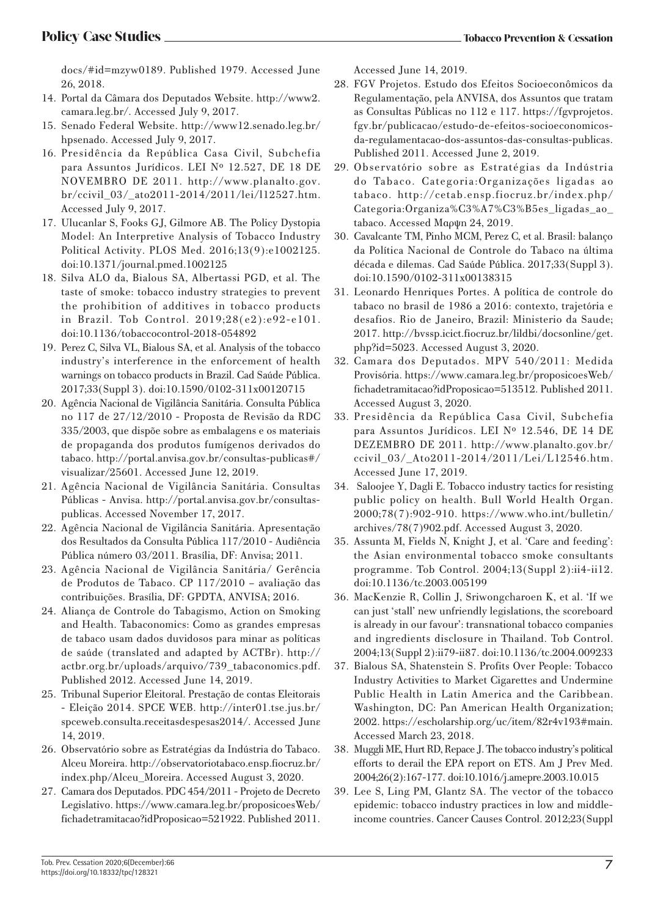docs/#id=mzyw0189. Published 1979. Accessed June 26, 2018.

14. Portal da Câmara dos Deputados Website. http://www2.camara.leg.br/. Accessed July 9, 2017.
15. Senado Federal Website. http://www12.senado.leg.br/hpsenado. Accessed July 9, 2017.
16. Presidência da República Casa Civil, Subchefia para Assuntos Jurídicos. LEI Nº 12.527, DE 18 DE NOVEMBRO DE 2011. http://www.planalto.gov.br/ccivil_03/_ato2011-2014/2011/lei/l12527.htm. Accessed July 9, 2017.
17. Ulucanlar S, Fooks GJ, Gilmore AB. The Policy Dystopia Model: An Interpretive Analysis of Tobacco Industry Political Activity. PLOS Med. 2016;13(9):e1002125. doi:10.1371/journal.pmed.1002125
18. Silva ALO da, Bialous SA, Albertassi PGD, et al. The taste of smoke: tobacco industry strategies to prevent the prohibition of additives in tobacco products in Brazil. Tob Control. 2019;28(e2):e92-e101. doi:10.1136/tobaccocontrol-2018-054892
19. Perez C, Silva VL, Bialous SA, et al. Analysis of the tobacco industry's interference in the enforcement of health warnings on tobacco products in Brazil. Cad Saúde Pública. 2017;33(Suppl 3). doi:10.1590/0102-311x00120715
20. Agência Nacional de Vigilância Sanitária. Consulta Pública no 117 de 27/12/2010 - Proposta de Revisão da RDC 335/2003, que dispõe sobre as embalagens e os materiais de propaganda dos produtos fumígenos derivados do tabaco. http://portal.anvisa.gov.br/consultas-publicas#/visualizar/25601. Accessed June 12, 2019.
21. Agência Nacional de Vigilância Sanitária. Consultas Públicas - Anvisa. http://portal.anvisa.gov.br/consultas-publicas. Accessed November 17, 2017.
22. Agência Nacional de Vigilância Sanitária. Apresentação dos Resultados da Consulta Pública 117/2010 - Audiência Pública número 03/2011. Brasília, DF: Anvisa; 2011.
23. Agência Nacional de Vigilância Sanitária/ Gerência de Produtos de Tabaco. CP 117/2010 – avaliação das contribuições. Brasília, DF: GPDTA, ANVISA; 2016.
24. Aliança de Controle do Tabagismo, Action on Smoking and Health. Tabaconomics: Como as grandes empresas de tabaco usam dados duvidosos para minar as políticas de saúde (translated and adapted by ACTBr). http://actbr.org.br/uploads/arquivo/739_tabaconomics.pdf. Published 2012. Accessed June 14, 2019.
25. Tribunal Superior Eleitoral. Prestação de contas Eleitorais - Eleição 2014. SPCE WEB. http://inter01.tse.jus.br/spceweb.consulta.receitasdespesas2014/. Accessed June 14, 2019.
26. Observatório sobre as Estratégias da Indústria do Tabaco. Alceu Moreira. http://observatoriotabaco.ensp.fiocruz.br/index.php/Alceu_Moreira. Accessed August 3, 2020.
27. Camara dos Deputados. PDC 454/2011 - Projeto de Decreto Legislativo. https://www.camara.leg.br/proposicoesWeb/fichadetramitacao?idProposicao=521922. Published 2011. Accessed June 14, 2019.
28. FGV Projetos. Estudo dos Efeitos Socioeconômicos da Regulamentação, pela ANVISA, dos Assuntos que tratam as Consultas Públicas no 112 e 117. https://fgvprojetos.fgv.br/publicacao/estudo-de-efeitos-socioeconomicos-da-regulamentacao-dos-assuntos-das-consultas-publicas. Published 2011. Accessed June 2, 2019.
29. Observatório sobre as Estratégias da Indústria do Tabaco. Categoria:Organizações ligadas ao tabaco. http://cetab.ensp.fiocruz.br/index.php/Categoria:Organiza%C3%A7%C3%B5es_ligadas_ao_tabaco. Accessed Μαρψη 24, 2019.
30. Cavalcante TM, Pinho MCM, Perez C, et al. Brasil: balanço da Política Nacional de Controle do Tabaco na última década e dilemas. Cad Saúde Pública. 2017;33(Suppl 3). doi:10.1590/0102-311x00138315
31. Leonardo Henriques Portes. A política de controle do tabaco no brasil de 1986 a 2016: contexto, trajetória e desafios. Rio de Janeiro, Brazil: Ministerio da Saude; 2017. http://bvssp.icict.fiocruz.br/lildbi/docsonline/get.php?id=5023. Accessed August 3, 2020.
32. Camara dos Deputados. MPV 540/2011: Medida Provisória. https://www.camara.leg.br/proposicoesWeb/fichadetramitacao?idProposicao=513512. Published 2011. Accessed August 3, 2020.
33. Presidência da República Casa Civil, Subchefia para Assuntos Jurídicos. LEI Nº 12.546, DE 14 DE DEZEMBRO DE 2011. http://www.planalto.gov.br/ccivil_03/_Ato2011-2014/2011/Lei/L12546.htm. Accessed June 17, 2019.
34. Saloojee Y, Dagli E. Tobacco industry tactics for resisting public policy on health. Bull World Health Organ. 2000;78(7):902-910. https://www.who.int/bulletin/archives/78(7)902.pdf. Accessed August 3, 2020.
35. Assunta M, Fields N, Knight J, et al. 'Care and feeding': the Asian environmental tobacco smoke consultants programme. Tob Control. 2004;13(Suppl 2):ii4-ii12. doi:10.1136/tc.2003.005199
36. MacKenzie R, Collin J, Sriwongcharoen K, et al. 'If we can just 'stall' new unfriendly legislations, the scoreboard is already in our favour': transnational tobacco companies and ingredients disclosure in Thailand. Tob Control. 2004;13(Suppl 2):ii79-ii87. doi:10.1136/tc.2004.009233
37. Bialous SA, Shatenstein S. Profits Over People: Tobacco Industry Activities to Market Cigarettes and Undermine Public Health in Latin America and the Caribbean. Washington, DC: Pan American Health Organization; 2002. https://escholarship.org/uc/item/82r4v193#main. Accessed March 23, 2018.
38. Muggli ME, Hurt RD, Repace J. The tobacco industry's political efforts to derail the EPA report on ETS. Am J Prev Med. 2004;26(2):167-177. doi:10.1016/j.amepre.2003.10.015
39. Lee S, Ling PM, Glantz SA. The vector of the tobacco epidemic: tobacco industry practices in low and middle-income countries. Cancer Causes Control. 2012;23(Suppl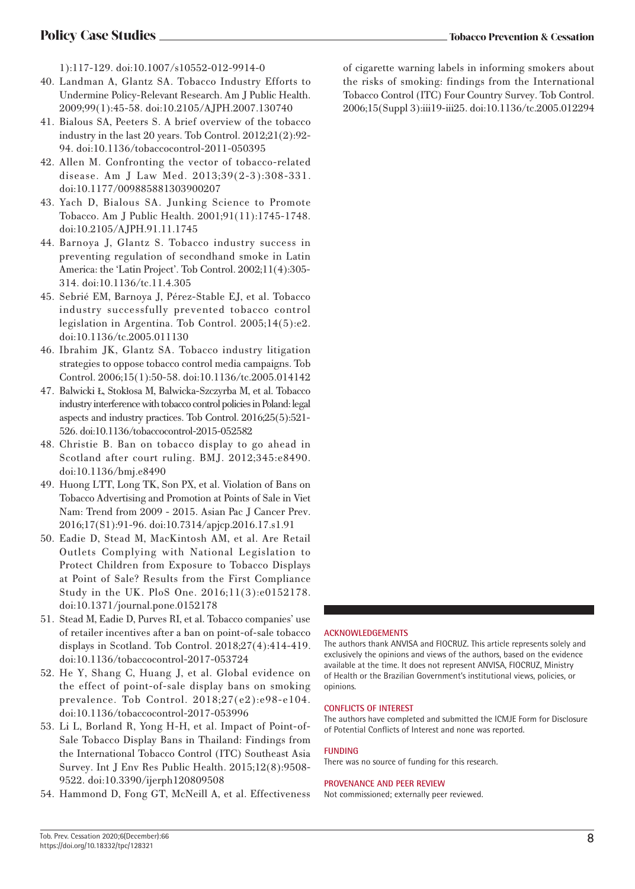1):117-129. doi:10.1007/s10552-012-9914-0

40. Landman A, Glantz SA. Tobacco Industry Efforts to Undermine Policy-Relevant Research. Am J Public Health. 2009;99(1):45-58. doi:10.2105/AJPH.2007.130740
41. Bialous SA, Peeters S. A brief overview of the tobacco industry in the last 20 years. Tob Control. 2012;21(2):92-94. doi:10.1136/tobaccocontrol-2011-050395
42. Allen M. Confronting the vector of tobacco-related disease. Am J Law Med. 2013;39(2-3):308-331. doi:10.1177/009885881303900207
43. Yach D, Bialous SA. Junking Science to Promote Tobacco. Am J Public Health. 2001;91(11):1745-1748. doi:10.2105/AJPH.91.11.1745
44. Barnoya J, Glantz S. Tobacco industry success in preventing regulation of secondhand smoke in Latin America: the 'Latin Project'. Tob Control. 2002;11(4):305-314. doi:10.1136/tc.11.4.305
45. Sebrié EM, Barnoya J, Pérez-Stable EJ, et al. Tobacco industry successfully prevented tobacco control legislation in Argentina. Tob Control. 2005;14(5):e2. doi:10.1136/tc.2005.011130
46. Ibrahim JK, Glantz SA. Tobacco industry litigation strategies to oppose tobacco control media campaigns. Tob Control. 2006;15(1):50-58. doi:10.1136/tc.2005.014142
47. Balwicki Ł, Stokłosa M, Balwicka-Szczyrba M, et al. Tobacco industry interference with tobacco control policies in Poland: legal aspects and industry practices. Tob Control. 2016;25(5):521-526. doi:10.1136/tobaccocontrol-2015-052582
48. Christie B. Ban on tobacco display to go ahead in Scotland after court ruling. BMJ. 2012;345:e8490. doi:10.1136/bmj.e8490
49. Huong LTT, Long TK, Son PX, et al. Violation of Bans on Tobacco Advertising and Promotion at Points of Sale in Viet Nam: Trend from 2009 - 2015. Asian Pac J Cancer Prev. 2016;17(S1):91-96. doi:10.7314/apjcp.2016.17.s1.91
50. Eadie D, Stead M, MacKintosh AM, et al. Are Retail Outlets Complying with National Legislation to Protect Children from Exposure to Tobacco Displays at Point of Sale? Results from the First Compliance Study in the UK. PloS One. 2016;11(3):e0152178. doi:10.1371/journal.pone.0152178
51. Stead M, Eadie D, Purves RI, et al. Tobacco companies' use of retailer incentives after a ban on point-of-sale tobacco displays in Scotland. Tob Control. 2018;27(4):414-419. doi:10.1136/tobaccocontrol-2017-053724
52. He Y, Shang C, Huang J, et al. Global evidence on the effect of point-of-sale display bans on smoking prevalence. Tob Control. 2018;27(e2):e98-e104. doi:10.1136/tobaccocontrol-2017-053996
53. Li L, Borland R, Yong H-H, et al. Impact of Point-of-Sale Tobacco Display Bans in Thailand: Findings from the International Tobacco Control (ITC) Southeast Asia Survey. Int J Env Res Public Health. 2015;12(8):9508-9522. doi:10.3390/ijerph120809508
54. Hammond D, Fong GT, McNeill A, et al. Effectiveness of cigarette warning labels in informing smokers about the risks of smoking: findings from the International Tobacco Control (ITC) Four Country Survey. Tob Control. 2006;15(Suppl 3):iii19-iii25. doi:10.1136/tc.2005.012294

### ACKNOWLEDGEMENTS

The authors thank ANVISA and FIOCRUZ. This article represents solely and exclusively the opinions and views of the authors, based on the evidence available at the time. It does not represent ANVISA, FIOCRUZ, Ministry of Health or the Brazilian Government's institutional views, policies, or opinions.

### CONFLICTS OF INTEREST

The authors have completed and submitted the ICMJE Form for Disclosure of Potential Conflicts of Interest and none was reported.

### FUNDING

There was no source of funding for this research.

### PROVENANCE AND PEER REVIEW

Not commissioned; externally peer reviewed.